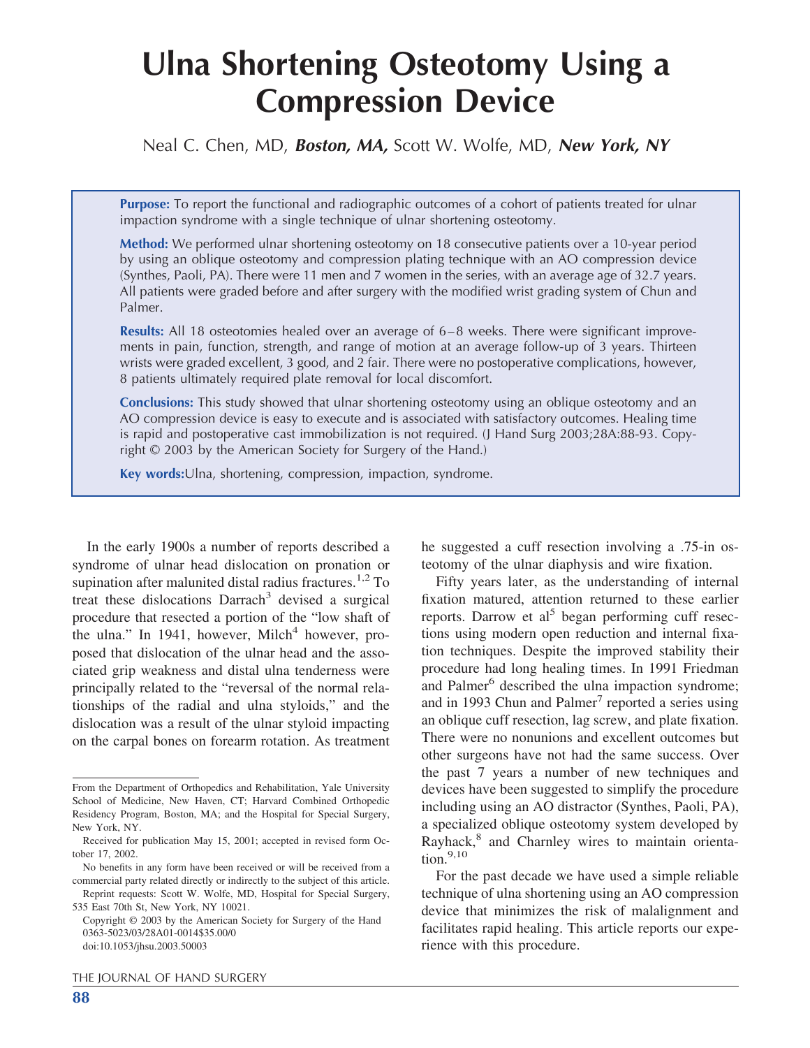# Ulna Shortening Osteotomy Using a Compression Device

Neal C. Chen, MD, ***Boston, MA,*** Scott W. Wolfe, MD, ***New York, NY***

**Purpose:** To report the functional and radiographic outcomes of a cohort of patients treated for ulnar impaction syndrome with a single technique of ulnar shortening osteotomy.

**Method:** We performed ulnar shortening osteotomy on 18 consecutive patients over a 10-year period by using an oblique osteotomy and compression plating technique with an AO compression device (Synthes, Paoli, PA). There were 11 men and 7 women in the series, with an average age of 32.7 years. All patients were graded before and after surgery with the modified wrist grading system of Chun and Palmer.

**Results:** All 18 osteotomies healed over an average of 6–8 weeks. There were significant improvements in pain, function, strength, and range of motion at an average follow-up of 3 years. Thirteen wrists were graded excellent, 3 good, and 2 fair. There were no postoperative complications, however, 8 patients ultimately required plate removal for local discomfort.

**Conclusions:** This study showed that ulnar shortening osteotomy using an oblique osteotomy and an AO compression device is easy to execute and is associated with satisfactory outcomes. Healing time is rapid and postoperative cast immobilization is not required. (J Hand Surg 2003;28A:88-93. Copyright © 2003 by the American Society for Surgery of the Hand.)

**Key words:** Ulna, shortening, compression, impaction, syndrome.

In the early 1900s a number of reports described a syndrome of ulnar head dislocation on pronation or supination after malunited distal radius fractures.[1,2] To treat these dislocations Darrach[3] devised a surgical procedure that resected a portion of the "low shaft of the ulna." In 1941, however, Milch[4] however, proposed that dislocation of the ulnar head and the associated grip weakness and distal ulna tenderness were principally related to the "reversal of the normal relationships of the radial and ulna styloids," and the dislocation was a result of the ulnar styloid impacting on the carpal bones on forearm rotation. As treatment he suggested a cuff resection involving a .75-in osteotomy of the ulnar diaphysis and wire fixation.

Fifty years later, as the understanding of internal fixation matured, attention returned to these earlier reports. Darrow et al[5] began performing cuff resections using modern open reduction and internal fixation techniques. Despite the improved stability their procedure had long healing times. In 1991 Friedman and Palmer[6] described the ulna impaction syndrome; and in 1993 Chun and Palmer[7] reported a series using an oblique cuff resection, lag screw, and plate fixation. There were no nonunions and excellent outcomes but other surgeons have not had the same success. Over the past 7 years a number of new techniques and devices have been suggested to simplify the procedure including using an AO distractor (Synthes, Paoli, PA), a specialized oblique osteotomy system developed by Rayhack,[8] and Charnley wires to maintain orientation.[9,10]

For the past decade we have used a simple reliable technique of ulna shortening using an AO compression device that minimizes the risk of malalignment and facilitates rapid healing. This article reports our experience with this procedure.

From the Department of Orthopedics and Rehabilitation, Yale University School of Medicine, New Haven, CT; Harvard Combined Orthopedic Residency Program, Boston, MA; and the Hospital for Special Surgery, New York, NY.

Received for publication May 15, 2001; accepted in revised form October 17, 2002.

No benefits in any form have been received or will be received from a commercial party related directly or indirectly to the subject of this article.

Reprint requests: Scott W. Wolfe, MD, Hospital for Special Surgery, 535 East 70th St, New York, NY 10021.

Copyright © 2003 by the American Society for Surgery of the Hand
0363-5023/03/28A01-0014$35.00/0
doi:10.1053/jhsu.2003.50003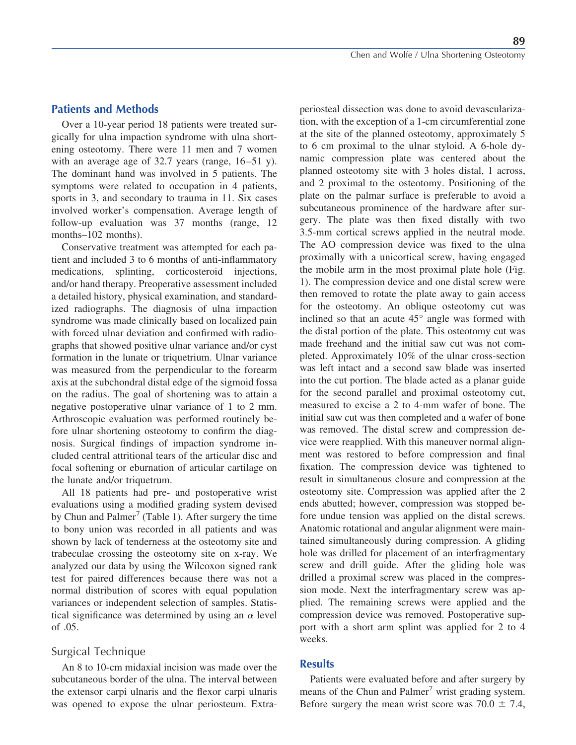## Patients and Methods

Over a 10-year period 18 patients were treated surgically for ulna impaction syndrome with ulna shortening osteotomy. There were 11 men and 7 women with an average age of 32.7 years (range, 16–51 y). The dominant hand was involved in 5 patients. The symptoms were related to occupation in 4 patients, sports in 3, and secondary to trauma in 11. Six cases involved worker's compensation. Average length of follow-up evaluation was 37 months (range, 12 months–102 months).

Conservative treatment was attempted for each patient and included 3 to 6 months of anti-inflammatory medications, splinting, corticosteroid injections, and/or hand therapy. Preoperative assessment included a detailed history, physical examination, and standardized radiographs. The diagnosis of ulna impaction syndrome was made clinically based on localized pain with forced ulnar deviation and confirmed with radiographs that showed positive ulnar variance and/or cyst formation in the lunate or triquetrium. Ulnar variance was measured from the perpendicular to the forearm axis at the subchondral distal edge of the sigmoid fossa on the radius. The goal of shortening was to attain a negative postoperative ulnar variance of 1 to 2 mm. Arthroscopic evaluation was performed routinely before ulnar shortening osteotomy to confirm the diagnosis. Surgical findings of impaction syndrome included central attritional tears of the articular disc and focal softening or eburnation of articular cartilage on the lunate and/or triquetrum.

All 18 patients had pre- and postoperative wrist evaluations using a modified grading system devised by Chun and Palmer[7] (Table 1). After surgery the time to bony union was recorded in all patients and was shown by lack of tenderness at the osteotomy site and trabeculae crossing the osteotomy site on x-ray. We analyzed our data by using the Wilcoxon signed rank test for paired differences because there was not a normal distribution of scores with equal population variances or independent selection of samples. Statistical significance was determined by using an $\alpha$ level of .05.

### Surgical Technique

An 8 to 10-cm midaxial incision was made over the subcutaneous border of the ulna. The interval between the extensor carpi ulnaris and the flexor carpi ulnaris was opened to expose the ulnar periosteum. Extraperiosteal dissection was done to avoid devascularization, with the exception of a 1-cm circumferential zone at the site of the planned osteotomy, approximately 5 to 6 cm proximal to the ulnar styloid. A 6-hole dynamic compression plate was centered about the planned osteotomy site with 3 holes distal, 1 across, and 2 proximal to the osteotomy. Positioning of the plate on the palmar surface is preferable to avoid a subcutaneous prominence of the hardware after surgery. The plate was then fixed distally with two 3.5-mm cortical screws applied in the neutral mode. The AO compression device was fixed to the ulna proximally with a unicortical screw, having engaged the mobile arm in the most proximal plate hole (Fig. 1). The compression device and one distal screw were then removed to rotate the plate away to gain access for the osteotomy. An oblique osteotomy cut was inclined so that an acute 45° angle was formed with the distal portion of the plate. This osteotomy cut was made freehand and the initial saw cut was not completed. Approximately 10% of the ulnar cross-section was left intact and a second saw blade was inserted into the cut portion. The blade acted as a planar guide for the second parallel and proximal osteotomy cut, measured to excise a 2 to 4-mm wafer of bone. The initial saw cut was then completed and a wafer of bone was removed. The distal screw and compression device were reapplied. With this maneuver normal alignment was restored to before compression and final fixation. The compression device was tightened to result in simultaneous closure and compression at the osteotomy site. Compression was applied after the 2 ends abutted; however, compression was stopped before undue tension was applied on the distal screws. Anatomic rotational and angular alignment were maintained simultaneously during compression. A gliding hole was drilled for placement of an interfragmentary screw and drill guide. After the gliding hole was drilled a proximal screw was placed in the compression mode. Next the interfragmentary screw was applied. The remaining screws were applied and the compression device was removed. Postoperative support with a short arm splint was applied for 2 to 4 weeks.

## Results

Patients were evaluated before and after surgery by means of the Chun and Palmer[7] wrist grading system. Before surgery the mean wrist score was $70.0 \pm 7.4$,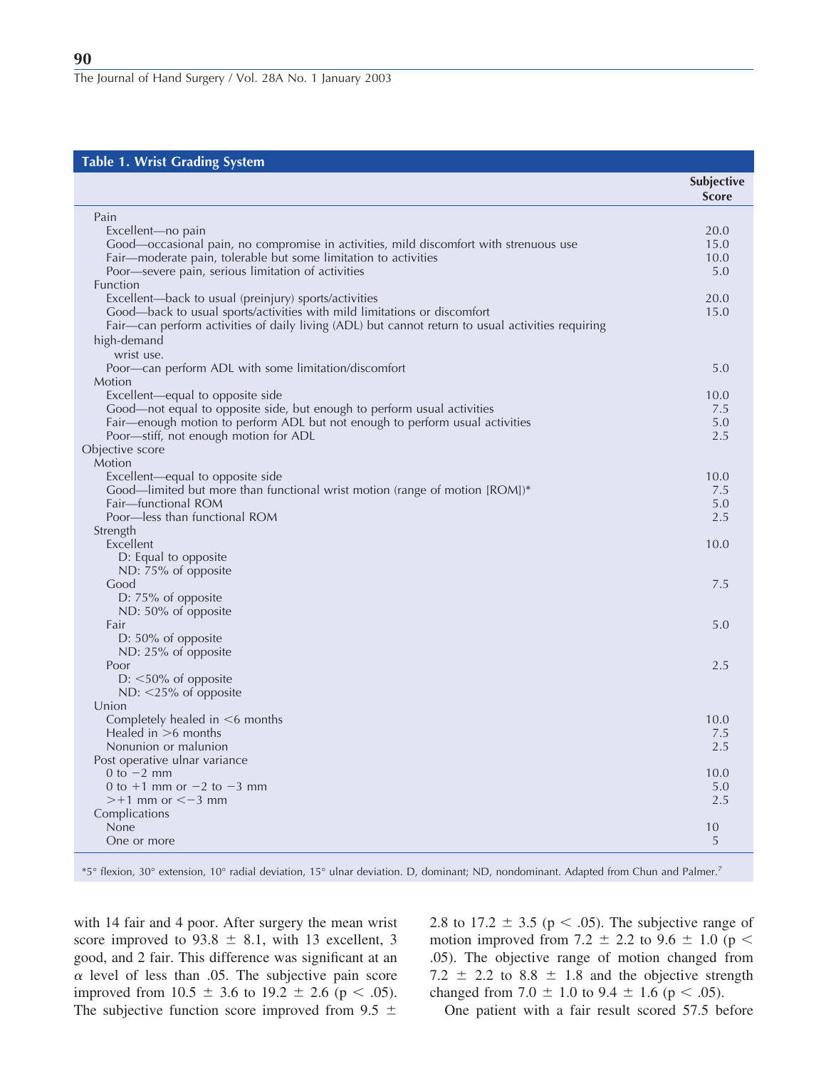**Table 1. Wrist Grading System**

| | Subjective Score |
|---|---|
| Pain | |
| Excellent—no pain | 20.0 |
| Good—occasional pain, no compromise in activities, mild discomfort with strenuous use | 15.0 |
| Fair—moderate pain, tolerable but some limitation to activities | 10.0 |
| Poor—severe pain, serious limitation of activities | 5.0 |
| Function | |
| Excellent—back to usual (preinjury) sports/activities | 20.0 |
| Good—back to usual sports/activities with mild limitations or discomfort | 15.0 |
| Fair—can perform activities of daily living (ADL) but cannot return to usual activities requiring high-demand wrist use. | |
| Poor—can perform ADL with some limitation/discomfort | 5.0 |
| Motion | |
| Excellent—equal to opposite side | 10.0 |
| Good—not equal to opposite side, but enough to perform usual activities | 7.5 |
| Fair—enough motion to perform ADL but not enough to perform usual activities | 5.0 |
| Poor—stiff, not enough motion for ADL | 2.5 |
| Objective score | |
| Motion | |
| Excellent—equal to opposite side | 10.0 |
| Good—limited but more than functional wrist motion (range of motion [ROM])* | 7.5 |
| Fair—functional ROM | 5.0 |
| Poor—less than functional ROM | 2.5 |
| Strength | |
| Excellent<br>D: Equal to opposite<br>ND: 75% of opposite | 10.0 |
| Good<br>D: 75% of opposite<br>ND: 50% of opposite | 7.5 |
| Fair<br>D: 50% of opposite<br>ND: 25% of opposite | 5.0 |
| Poor<br>D: <50% of opposite<br>ND: <25% of opposite | 2.5 |
| Union | |
| Completely healed in <6 months | 10.0 |
| Healed in >6 months | 7.5 |
| Nonunion or malunion | 2.5 |
| Post operative ulnar variance | |
| 0 to −2 mm | 10.0 |
| 0 to +1 mm or −2 to −3 mm | 5.0 |
| >+1 mm or <−3 mm | 2.5 |
| Complications | |
| None | 10 |
| One or more | 5 |

*5° flexion, 30° extension, 10° radial deviation, 15° ulnar deviation. D, dominant; ND, nondominant. Adapted from Chun and Palmer.[7]

with 14 fair and 4 poor. After surgery the mean wrist score improved to 93.8 ± 8.1, with 13 excellent, 3 good, and 2 fair. This difference was significant at an $\alpha$ level of less than .05. The subjective pain score improved from 10.5 ± 3.6 to 19.2 ± 2.6 ($p < .05$). The subjective function score improved from 9.5 ± 2.8 to 17.2 ± 3.5 ($p < .05$). The subjective range of motion improved from 7.2 ± 2.2 to 9.6 ± 1.0 ($p < .05$). The objective range of motion changed from 7.2 ± 2.2 to 8.8 ± 1.8 and the objective strength changed from 7.0 ± 1.0 to 9.4 ± 1.6 ($p < .05$).

One patient with a fair result scored 57.5 before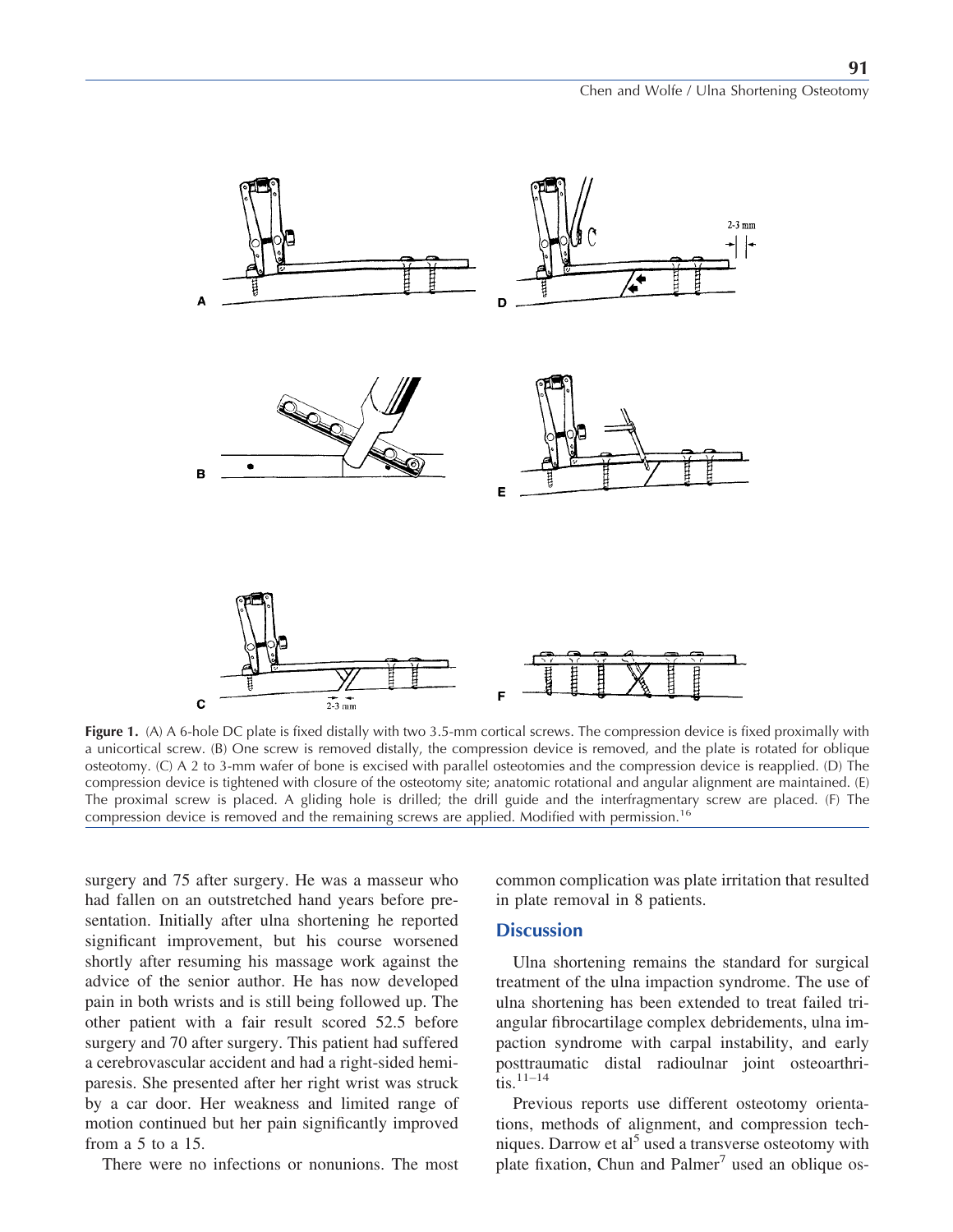**Figure 1.** (A) A 6-hole DC plate is fixed distally with two 3.5-mm cortical screws. The compression device is fixed proximally with a unicortical screw. (B) One screw is removed distally, the compression device is removed, and the plate is rotated for oblique osteotomy. (C) A 2 to 3-mm wafer of bone is excised with parallel osteotomies and the compression device is reapplied. (D) The compression device is tightened with closure of the osteotomy site; anatomic rotational and angular alignment are maintained. (E) The proximal screw is placed. A gliding hole is drilled; the drill guide and the interfragmentary screw are placed. (F) The compression device is removed and the remaining screws are applied. Modified with permission.[16]

surgery and 75 after surgery. He was a masseur who had fallen on an outstretched hand years before presentation. Initially after ulna shortening he reported significant improvement, but his course worsened shortly after resuming his massage work against the advice of the senior author. He has now developed pain in both wrists and is still being followed up. The other patient with a fair result scored 52.5 before surgery and 70 after surgery. This patient had suffered a cerebrovascular accident and had a right-sided hemiparesis. She presented after her right wrist was struck by a car door. Her weakness and limited range of motion continued but her pain significantly improved from a 5 to a 15.

There were no infections or nonunions. The most common complication was plate irritation that resulted in plate removal in 8 patients.

## Discussion

Ulna shortening remains the standard for surgical treatment of the ulna impaction syndrome. The use of ulna shortening has been extended to treat failed triangular fibrocartilage complex debridements, ulna impaction syndrome with carpal instability, and early posttraumatic distal radioulnar joint osteoarthritis.[11–14]

Previous reports use different osteotomy orientations, methods of alignment, and compression techniques. Darrow et al[5] used a transverse osteotomy with plate fixation, Chun and Palmer[7] used an oblique os-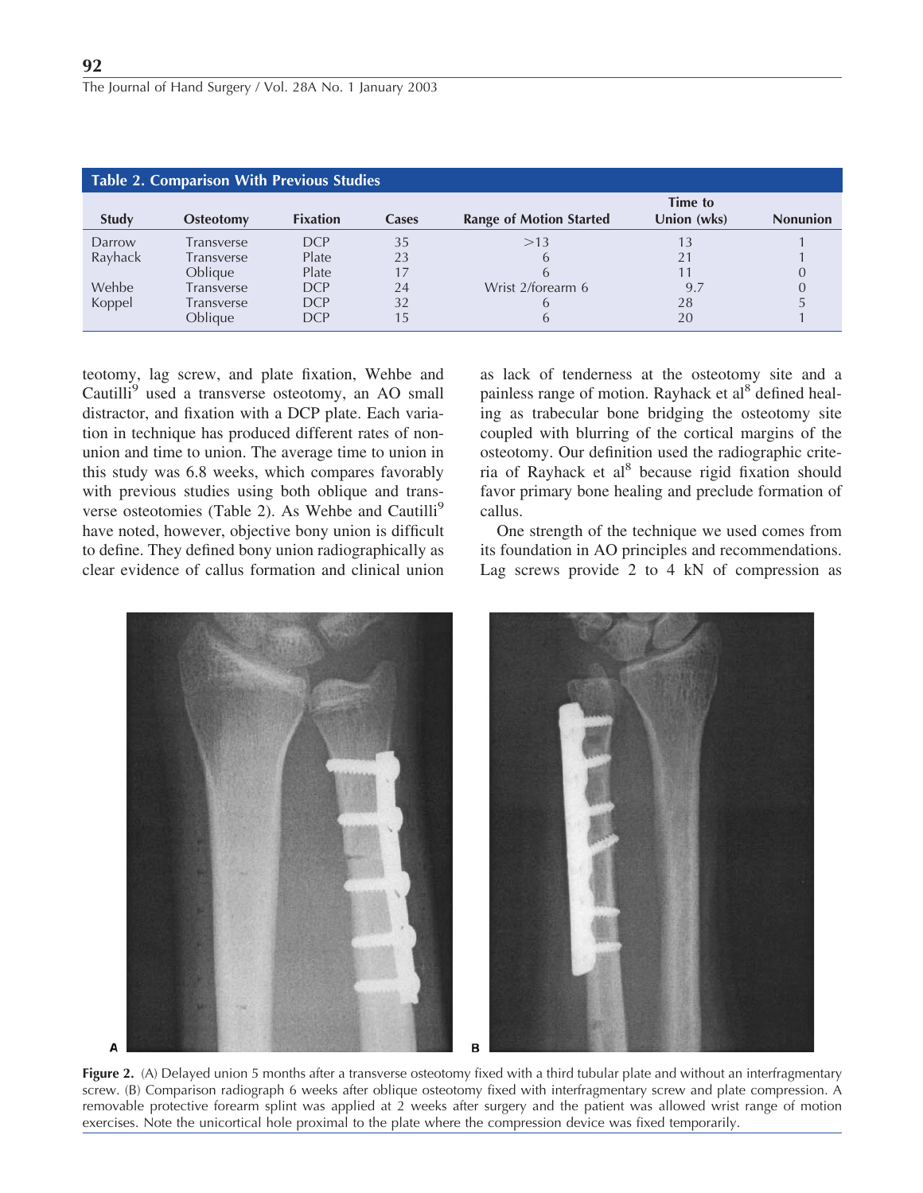**Table 2. Comparison With Previous Studies**

| Study | Osteotomy | Fixation | Cases | Range of Motion Started | Time to Union (wks) | Nonunion |
|---|---|---|---|---|---|---|
| Darrow | Transverse | DCP | 35 | >13 | 13 | 1 |
| Rayhack | Transverse | Plate | 23 | 6 | 21 | 1 |
| | Oblique | Plate | 17 | 6 | 11 | 0 |
| Wehbe | Transverse | DCP | 24 | Wrist 2/forearm 6 | 9.7 | 0 |
| Koppel | Transverse | DCP | 32 | 6 | 28 | 5 |
| | Oblique | DCP | 15 | 6 | 20 | 1 |

teotomy, lag screw, and plate fixation, Wehbe and Cautilli[9] used a transverse osteotomy, an AO small distractor, and fixation with a DCP plate. Each variation in technique has produced different rates of nonunion and time to union. The average time to union in this study was 6.8 weeks, which compares favorably with previous studies using both oblique and transverse osteotomies (Table 2). As Wehbe and Cautilli[9] have noted, however, objective bony union is difficult to define. They defined bony union radiographically as clear evidence of callus formation and clinical union as lack of tenderness at the osteotomy site and a painless range of motion. Rayhack et al[8] defined healing as trabecular bone bridging the osteotomy site coupled with blurring of the cortical margins of the osteotomy. Our definition used the radiographic criteria of Rayhack et al[8] because rigid fixation should favor primary bone healing and preclude formation of callus.

One strength of the technique we used comes from its foundation in AO principles and recommendations. Lag screws provide 2 to 4 kN of compression as

**Figure 2.** (A) Delayed union 5 months after a transverse osteotomy fixed with a third tubular plate and without an interfragmentary screw. (B) Comparison radiograph 6 weeks after oblique osteotomy fixed with interfragmentary screw and plate compression. A removable protective forearm splint was applied at 2 weeks after surgery and the patient was allowed wrist range of motion exercises. Note the unicortical hole proximal to the plate where the compression device was fixed temporarily.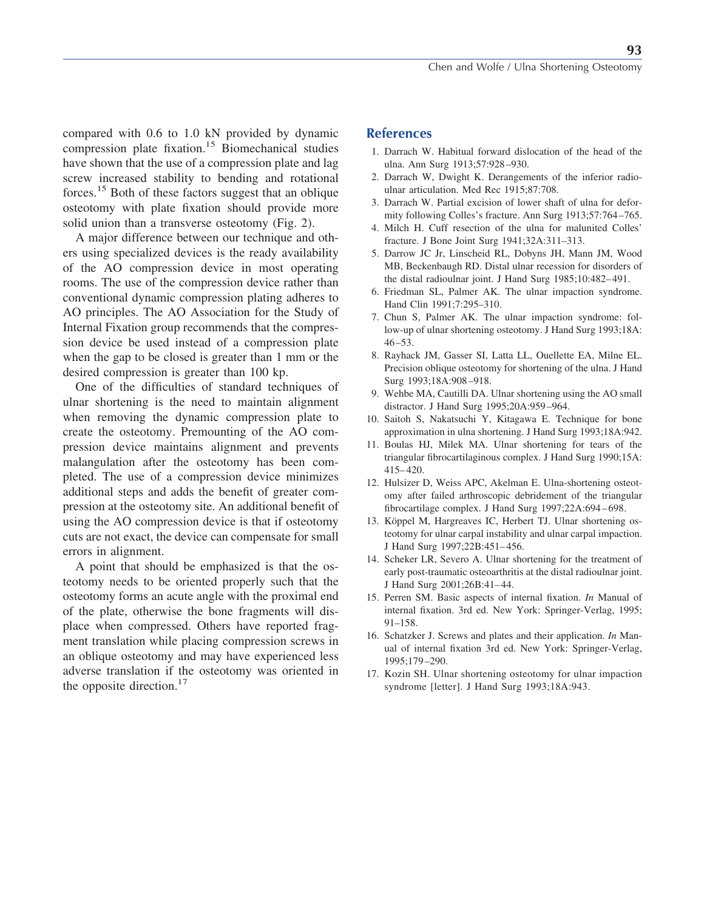compared with 0.6 to 1.0 kN provided by dynamic compression plate fixation.[15] Biomechanical studies have shown that the use of a compression plate and lag screw increased stability to bending and rotational forces.[15] Both of these factors suggest that an oblique osteotomy with plate fixation should provide more solid union than a transverse osteotomy (Fig. 2).

A major difference between our technique and others using specialized devices is the ready availability of the AO compression device in most operating rooms. The use of the compression device rather than conventional dynamic compression plating adheres to AO principles. The AO Association for the Study of Internal Fixation group recommends that the compression device be used instead of a compression plate when the gap to be closed is greater than 1 mm or the desired compression is greater than 100 kp.

One of the difficulties of standard techniques of ulnar shortening is the need to maintain alignment when removing the dynamic compression plate to create the osteotomy. Premounting of the AO compression device maintains alignment and prevents malangulation after the osteotomy has been completed. The use of a compression device minimizes additional steps and adds the benefit of greater compression at the osteotomy site. An additional benefit of using the AO compression device is that if osteotomy cuts are not exact, the device can compensate for small errors in alignment.

A point that should be emphasized is that the osteotomy needs to be oriented properly such that the osteotomy forms an acute angle with the proximal end of the plate, otherwise the bone fragments will displace when compressed. Others have reported fragment translation while placing compression screws in an oblique osteotomy and may have experienced less adverse translation if the osteotomy was oriented in the opposite direction.[17]

## References

1. Darrach W. Habitual forward dislocation of the head of the ulna. Ann Surg 1913;57:928–930.
2. Darrach W, Dwight K. Derangements of the inferior radio-ulnar articulation. Med Rec 1915;87:708.
3. Darrach W. Partial excision of lower shaft of ulna for deformity following Colles's fracture. Ann Surg 1913;57:764–765.
4. Milch H. Cuff resection of the ulna for malunited Colles' fracture. J Bone Joint Surg 1941;32A:311–313.
5. Darrow JC Jr, Linscheid RL, Dobyns JH, Mann JM, Wood MB, Beckenbaugh RD. Distal ulnar recession for disorders of the distal radioulnar joint. J Hand Surg 1985;10:482–491.
6. Friedman SL, Palmer AK. The ulnar impaction syndrome. Hand Clin 1991;7:295–310.
7. Chun S, Palmer AK. The ulnar impaction syndrome: follow-up of ulnar shortening osteotomy. J Hand Surg 1993;18A:46–53.
8. Rayhack JM, Gasser SI, Latta LL, Ouellette EA, Milne EL. Precision oblique osteotomy for shortening of the ulna. J Hand Surg 1993;18A:908–918.
9. Wehbe MA, Cautilli DA. Ulnar shortening using the AO small distractor. J Hand Surg 1995;20A:959–964.
10. Saitoh S, Nakatsuchi Y, Kitagawa E. Technique for bone approximation in ulna shortening. J Hand Surg 1993;18A:942.
11. Boulas HJ, Milek MA. Ulnar shortening for tears of the triangular fibrocartilaginous complex. J Hand Surg 1990;15A:415–420.
12. Hulsizer D, Weiss APC, Akelman E. Ulna-shortening osteotomy after failed arthroscopic debridement of the triangular fibrocartilage complex. J Hand Surg 1997;22A:694–698.
13. Köppel M, Hargreaves IC, Herbert TJ. Ulnar shortening osteotomy for ulnar carpal instability and ulnar carpal impaction. J Hand Surg 1997;22B:451–456.
14. Scheker LR, Severo A. Ulnar shortening for the treatment of early post-traumatic osteoarthritis at the distal radioulnar joint. J Hand Surg 2001;26B:41–44.
15. Perren SM. Basic aspects of internal fixation. *In* Manual of internal fixation. 3rd ed. New York: Springer-Verlag, 1995; 91–158.
16. Schatzker J. Screws and plates and their application. *In* Manual of internal fixation 3rd ed. New York: Springer-Verlag, 1995;179–290.
17. Kozin SH. Ulnar shortening osteotomy for ulnar impaction syndrome [letter]. J Hand Surg 1993;18A:943.